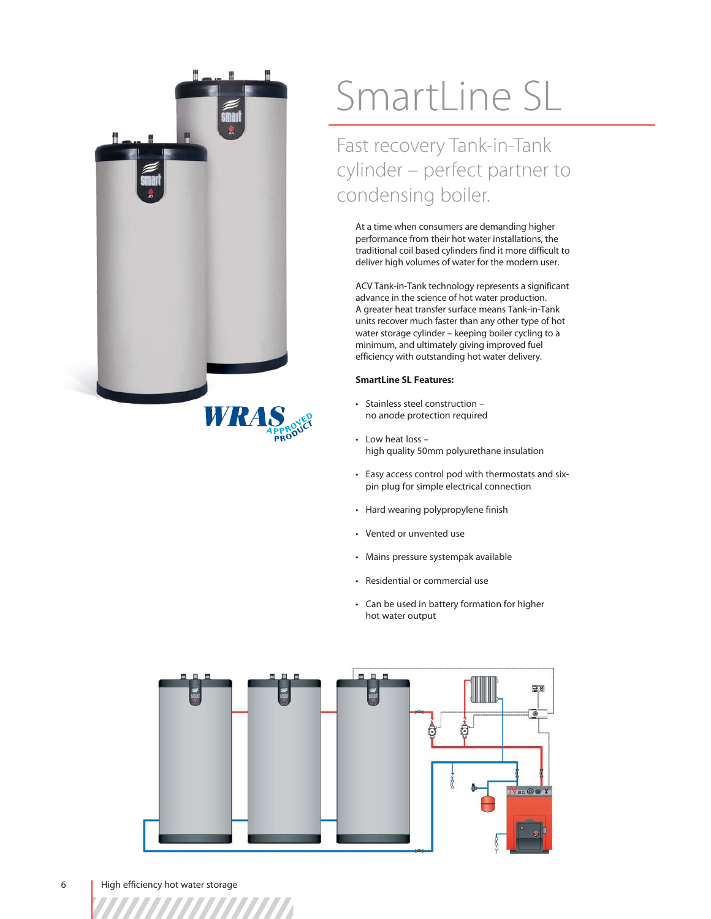# SmartLine SL

## Fast recovery Tank-in-Tank cylinder – perfect partner to condensing boiler.

At a time when consumers are demanding higher performance from their hot water installations, the traditional coil based cylinders find it more difficult to deliver high volumes of water for the modern user.

ACV Tank-in-Tank technology represents a significant advance in the science of hot water production. A greater heat transfer surface means Tank-in-Tank units recover much faster than any other type of hot water storage cylinder – keeping boiler cycling to a minimum, and ultimately giving improved fuel efficiency with outstanding hot water delivery.

**SmartLine SL Features:**

- Stainless steel construction – no anode protection required
- Low heat loss – high quality 50mm polyurethane insulation
- Easy access control pod with thermostats and six-pin plug for simple electrical connection
- Hard wearing polypropylene finish
- Vented or unvented use
- Mains pressure systempak available
- Residential or commercial use
- Can be used in battery formation for higher hot water output

High efficiency hot water storage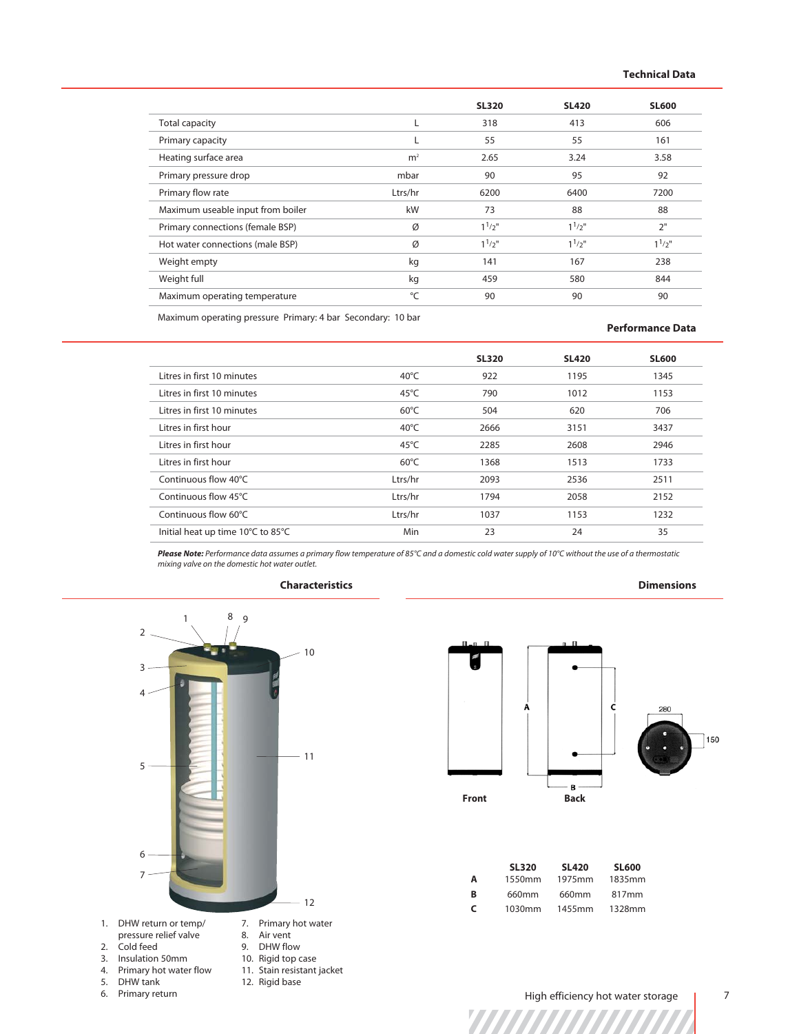## Technical Data

| | | SL320 | SL420 | SL600 |
|---|---|---|---|---|
| Total capacity | L | 318 | 413 | 606 |
| Primary capacity | L | 55 | 55 | 161 |
| Heating surface area | m² | 2.65 | 3.24 | 3.58 |
| Primary pressure drop | mbar | 90 | 95 | 92 |
| Primary flow rate | Ltrs/hr | 6200 | 6400 | 7200 |
| Maximum useable input from boiler | kW | 73 | 88 | 88 |
| Primary connections (female BSP) | Ø | 1¹/₂" | 1¹/₂" | 2" |
| Hot water connections (male BSP) | Ø | 1¹/₂" | 1¹/₂" | 1¹/₂" |
| Weight empty | kg | 141 | 167 | 238 |
| Weight full | kg | 459 | 580 | 844 |
| Maximum operating temperature | °C | 90 | 90 | 90 |

Maximum operating pressure Primary: 4 bar Secondary: 10 bar

## Performance Data

| | | SL320 | SL420 | SL600 |
|---|---|---|---|---|
| Litres in first 10 minutes | 40°C | 922 | 1195 | 1345 |
| Litres in first 10 minutes | 45°C | 790 | 1012 | 1153 |
| Litres in first 10 minutes | 60°C | 504 | 620 | 706 |
| Litres in first hour | 40°C | 2666 | 3151 | 3437 |
| Litres in first hour | 45°C | 2285 | 2608 | 2946 |
| Litres in first hour | 60°C | 1368 | 1513 | 1733 |
| Continuous flow 40°C | Ltrs/hr | 2093 | 2536 | 2511 |
| Continuous flow 45°C | Ltrs/hr | 1794 | 2058 | 2152 |
| Continuous flow 60°C | Ltrs/hr | 1037 | 1153 | 1232 |
| Initial heat up time 10°C to 85°C | Min | 23 | 24 | 35 |

***Please Note:*** *Performance data assumes a primary flow temperature of 85°C and a domestic cold water supply of 10°C without the use of a thermostatic mixing valve on the domestic hot water outlet.*

## Characteristics

1. DHW return or temp/ pressure relief valve
2. Cold feed
3. Insulation 50mm
4. Primary hot water flow
5. DHW tank
6. Primary return
7. Primary hot water
8. Air vent
9. DHW flow
10. Rigid top case
11. Stain resistant jacket
12. Rigid base

## Dimensions

Front

Back

A

B

C

280

150

| | SL320 | SL420 | SL600 |
|---|---|---|---|
| **A** | 1550mm | 1975mm | 1835mm |
| **B** | 660mm | 660mm | 817mm |
| **C** | 1030mm | 1455mm | 1328mm |